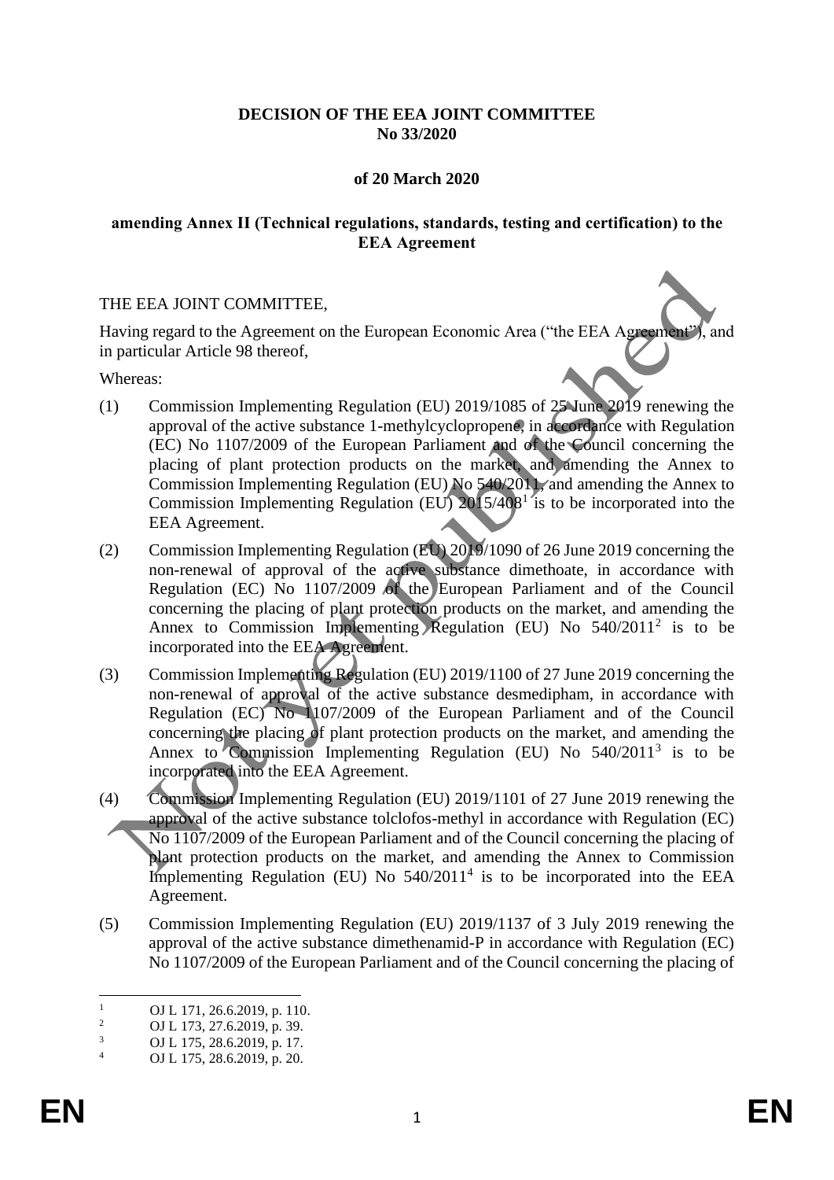**DECISION OF THE EEA JOINT COMMITTEE**
**No 33/2020**

**of 20 March 2020**

**amending Annex II (Technical regulations, standards, testing and certification) to the EEA Agreement**

THE EEA JOINT COMMITTEE,

Having regard to the Agreement on the European Economic Area ("the EEA Agreement"), and in particular Article 98 thereof,

Whereas:

(1) Commission Implementing Regulation (EU) 2019/1085 of 25 June 2019 renewing the approval of the active substance 1-methylcyclopropene, in accordance with Regulation (EC) No 1107/2009 of the European Parliament and of the Council concerning the placing of plant protection products on the market, and amending the Annex to Commission Implementing Regulation (EU) No 540/2011, and amending the Annex to Commission Implementing Regulation (EU) 2015/408[1] is to be incorporated into the EEA Agreement.

(2) Commission Implementing Regulation (EU) 2019/1090 of 26 June 2019 concerning the non-renewal of approval of the active substance dimethoate, in accordance with Regulation (EC) No 1107/2009 of the European Parliament and of the Council concerning the placing of plant protection products on the market, and amending the Annex to Commission Implementing Regulation (EU) No 540/2011[2] is to be incorporated into the EEA Agreement.

(3) Commission Implementing Regulation (EU) 2019/1100 of 27 June 2019 concerning the non-renewal of approval of the active substance desmedipham, in accordance with Regulation (EC) No 1107/2009 of the European Parliament and of the Council concerning the placing of plant protection products on the market, and amending the Annex to Commission Implementing Regulation (EU) No 540/2011[3] is to be incorporated into the EEA Agreement.

(4) Commission Implementing Regulation (EU) 2019/1101 of 27 June 2019 renewing the approval of the active substance tolclofos-methyl in accordance with Regulation (EC) No 1107/2009 of the European Parliament and of the Council concerning the placing of plant protection products on the market, and amending the Annex to Commission Implementing Regulation (EU) No 540/2011[4] is to be incorporated into the EEA Agreement.

(5) Commission Implementing Regulation (EU) 2019/1137 of 3 July 2019 renewing the approval of the active substance dimethenamid-P in accordance with Regulation (EC) No 1107/2009 of the European Parliament and of the Council concerning the placing of

---

[1] OJ L 171, 26.6.2019, p. 110.
[2] OJ L 173, 27.6.2019, p. 39.
[3] OJ L 175, 28.6.2019, p. 17.
[4] OJ L 175, 28.6.2019, p. 20.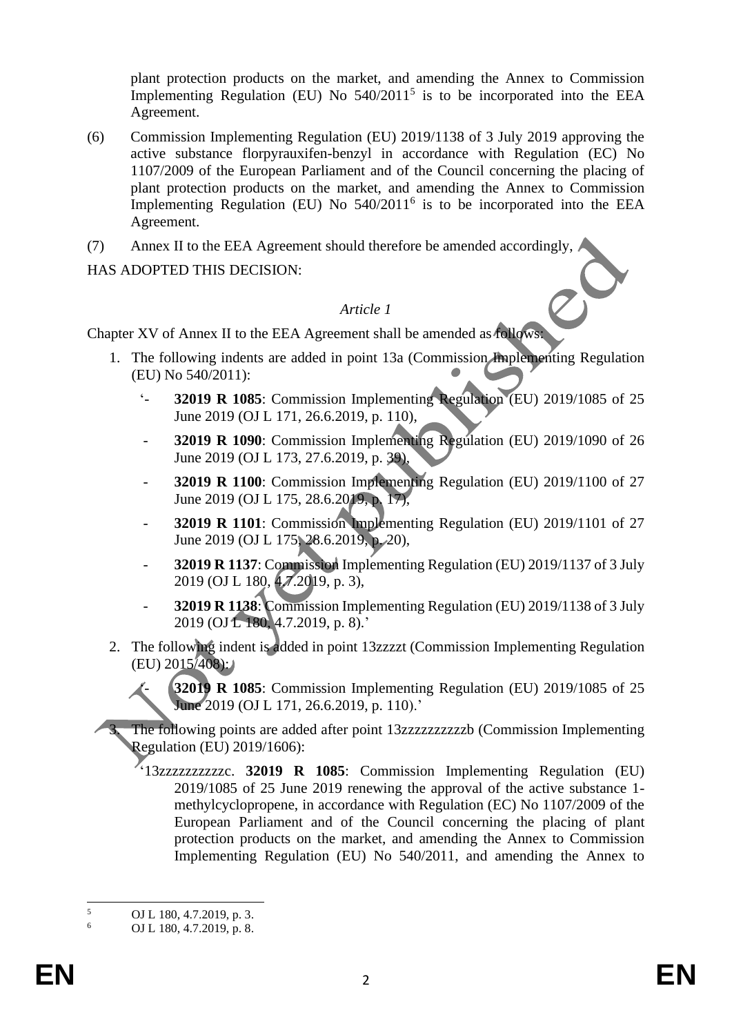plant protection products on the market, and amending the Annex to Commission Implementing Regulation (EU) No 540/2011[5] is to be incorporated into the EEA Agreement.

(6) Commission Implementing Regulation (EU) 2019/1138 of 3 July 2019 approving the active substance florpyrauxifen-benzyl in accordance with Regulation (EC) No 1107/2009 of the European Parliament and of the Council concerning the placing of plant protection products on the market, and amending the Annex to Commission Implementing Regulation (EU) No 540/2011[6] is to be incorporated into the EEA Agreement.

(7) Annex II to the EEA Agreement should therefore be amended accordingly,

HAS ADOPTED THIS DECISION:

*Article 1*

Chapter XV of Annex II to the EEA Agreement shall be amended as follows:

1. The following indents are added in point 13a (Commission Implementing Regulation (EU) No 540/2011):

   '- **32019 R 1085**: Commission Implementing Regulation (EU) 2019/1085 of 25 June 2019 (OJ L 171, 26.6.2019, p. 110),

   - **32019 R 1090**: Commission Implementing Regulation (EU) 2019/1090 of 26 June 2019 (OJ L 173, 27.6.2019, p. 39),

   - **32019 R 1100**: Commission Implementing Regulation (EU) 2019/1100 of 27 June 2019 (OJ L 175, 28.6.2019, p. 17),

   - **32019 R 1101**: Commission Implementing Regulation (EU) 2019/1101 of 27 June 2019 (OJ L 175, 28.6.2019, p. 20),

   - **32019 R 1137**: Commission Implementing Regulation (EU) 2019/1137 of 3 July 2019 (OJ L 180, 4.7.2019, p. 3),

   - **32019 R 1138**: Commission Implementing Regulation (EU) 2019/1138 of 3 July 2019 (OJ L 180, 4.7.2019, p. 8).'

2. The following indent is added in point 13zzzzt (Commission Implementing Regulation (EU) 2015/408):

   '- **32019 R 1085**: Commission Implementing Regulation (EU) 2019/1085 of 25 June 2019 (OJ L 171, 26.6.2019, p. 110).'

3. The following points are added after point 13zzzzzzzzzzb (Commission Implementing Regulation (EU) 2019/1606):

   '13zzzzzzzzzzc. **32019 R 1085**: Commission Implementing Regulation (EU) 2019/1085 of 25 June 2019 renewing the approval of the active substance 1-methylcyclopropene, in accordance with Regulation (EC) No 1107/2009 of the European Parliament and of the Council concerning the placing of plant protection products on the market, and amending the Annex to Commission Implementing Regulation (EU) No 540/2011, and amending the Annex to

---

[5] OJ L 180, 4.7.2019, p. 3.

[6] OJ L 180, 4.7.2019, p. 8.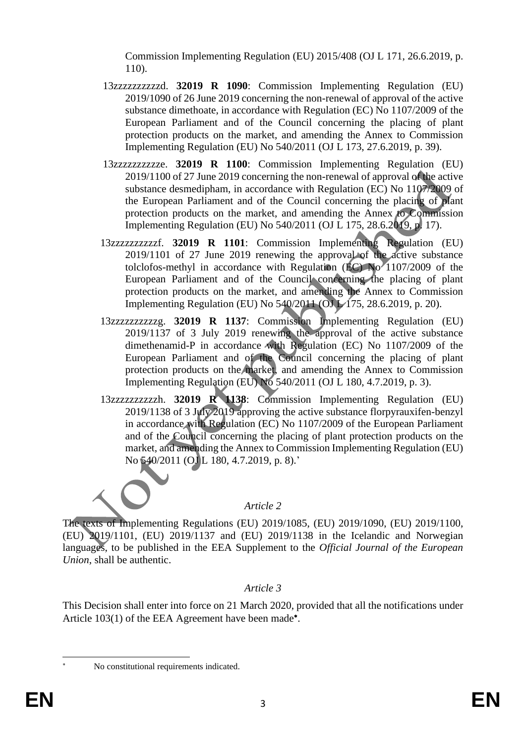Commission Implementing Regulation (EU) 2015/408 (OJ L 171, 26.6.2019, p. 110).

13zzzzzzzzzzd. **32019 R 1090**: Commission Implementing Regulation (EU) 2019/1090 of 26 June 2019 concerning the non-renewal of approval of the active substance dimethoate, in accordance with Regulation (EC) No 1107/2009 of the European Parliament and of the Council concerning the placing of plant protection products on the market, and amending the Annex to Commission Implementing Regulation (EU) No 540/2011 (OJ L 173, 27.6.2019, p. 39).

13zzzzzzzzzze. **32019 R 1100**: Commission Implementing Regulation (EU) 2019/1100 of 27 June 2019 concerning the non-renewal of approval of the active substance desmedipham, in accordance with Regulation (EC) No 1107/2009 of the European Parliament and of the Council concerning the placing of plant protection products on the market, and amending the Annex to Commission Implementing Regulation (EU) No 540/2011 (OJ L 175, 28.6.2019, p. 17).

13zzzzzzzzzzf. **32019 R 1101**: Commission Implementing Regulation (EU) 2019/1101 of 27 June 2019 renewing the approval of the active substance tolclofos-methyl in accordance with Regulation (EC) No 1107/2009 of the European Parliament and of the Council concerning the placing of plant protection products on the market, and amending the Annex to Commission Implementing Regulation (EU) No 540/2011 (OJ L 175, 28.6.2019, p. 20).

13zzzzzzzzzzg. **32019 R 1137**: Commission Implementing Regulation (EU) 2019/1137 of 3 July 2019 renewing the approval of the active substance dimethenamid-P in accordance with Regulation (EC) No 1107/2009 of the European Parliament and of the Council concerning the placing of plant protection products on the market, and amending the Annex to Commission Implementing Regulation (EU) No 540/2011 (OJ L 180, 4.7.2019, p. 3).

13zzzzzzzzzzh. **32019 R 1138**: Commission Implementing Regulation (EU) 2019/1138 of 3 July 2019 approving the active substance florpyrauxifen-benzyl in accordance with Regulation (EC) No 1107/2009 of the European Parliament and of the Council concerning the placing of plant protection products on the market, and amending the Annex to Commission Implementing Regulation (EU) No 540/2011 (OJ L 180, 4.7.2019, p. 8).'

*Article 2*

The texts of Implementing Regulations (EU) 2019/1085, (EU) 2019/1090, (EU) 2019/1100, (EU) 2019/1101, (EU) 2019/1137 and (EU) 2019/1138 in the Icelandic and Norwegian languages, to be published in the EEA Supplement to the *Official Journal of the European Union*, shall be authentic.

*Article 3*

This Decision shall enter into force on 21 March 2020, provided that all the notifications under Article 103(1) of the EEA Agreement have been made[*].

[*] No constitutional requirements indicated.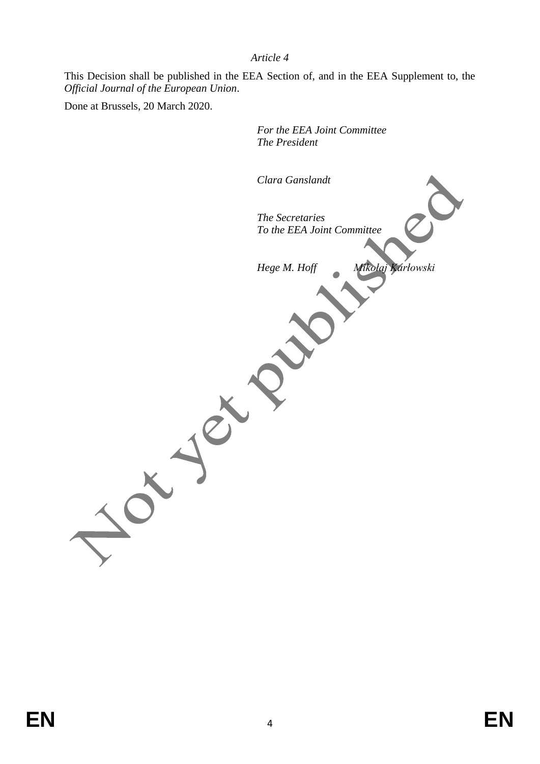*Article 4*

This Decision shall be published in the EEA Section of, and in the EEA Supplement to, the *Official Journal of the European Union*.

Done at Brussels, 20 March 2020.

*For the EEA Joint Committee*
*The President*

*Clara Ganslandt*

*The Secretaries*
*To the EEA Joint Committee*

*Hege M. Hoff* *Mikołaj Karłowski*

Not yet published